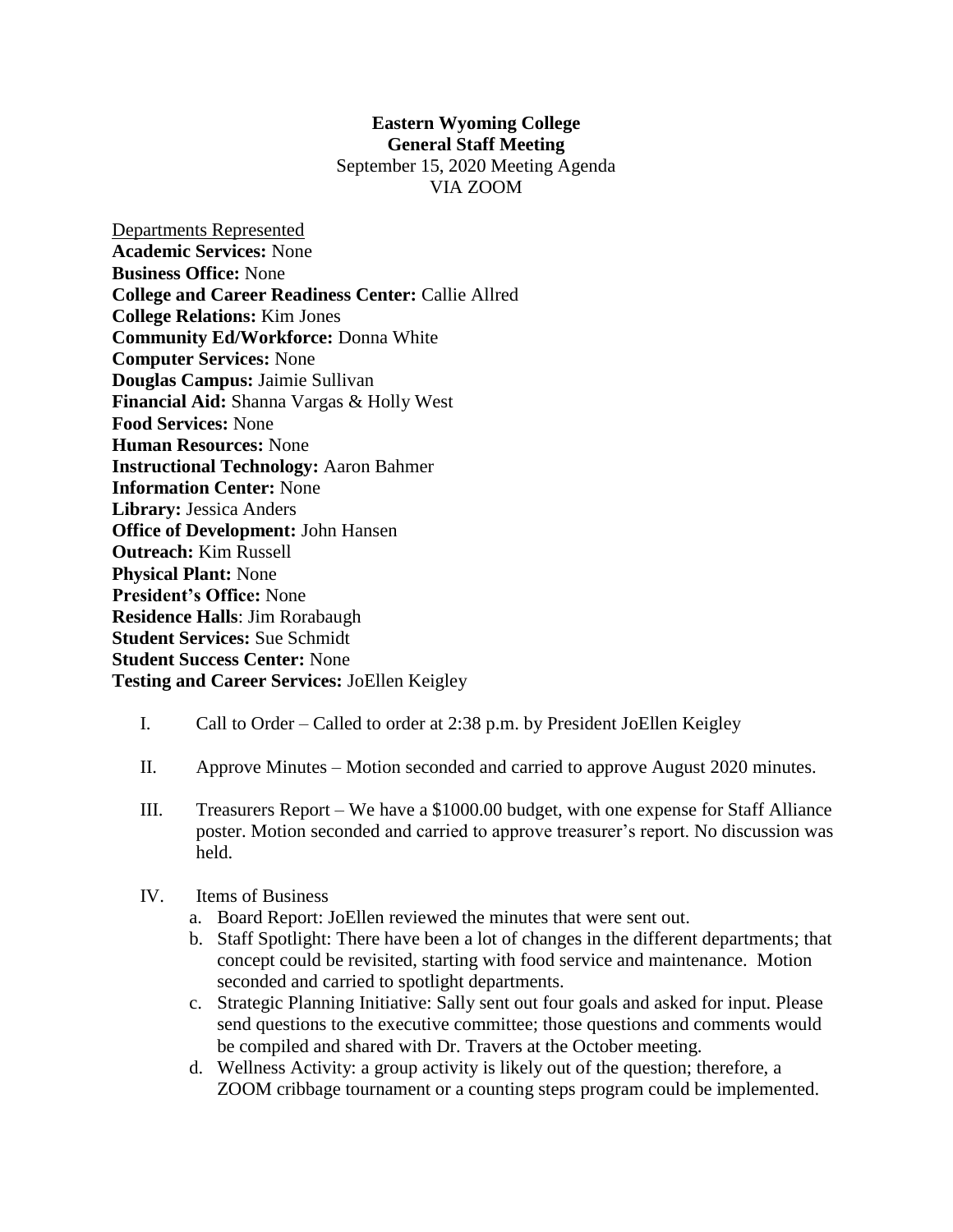**Eastern Wyoming College**
**General Staff Meeting**
September 15, 2020 Meeting Agenda
VIA ZOOM

Departments Represented
**Academic Services:** None
**Business Office:** None
**College and Career Readiness Center:** Callie Allred
**College Relations:** Kim Jones
**Community Ed/Workforce:** Donna White
**Computer Services:** None
**Douglas Campus:** Jaimie Sullivan
**Financial Aid:** Shanna Vargas & Holly West
**Food Services:** None
**Human Resources:** None
**Instructional Technology:** Aaron Bahmer
**Information Center:** None
**Library:** Jessica Anders
**Office of Development:** John Hansen
**Outreach:** Kim Russell
**Physical Plant:** None
**President's Office:** None
**Residence Halls**: Jim Rorabaugh
**Student Services:** Sue Schmidt
**Student Success Center:** None
**Testing and Career Services:** JoEllen Keigley

I. Call to Order – Called to order at 2:38 p.m. by President JoEllen Keigley

II. Approve Minutes – Motion seconded and carried to approve August 2020 minutes.

III. Treasurers Report – We have a $1000.00 budget, with one expense for Staff Alliance poster. Motion seconded and carried to approve treasurer's report. No discussion was held.

IV. Items of Business
   a. Board Report: JoEllen reviewed the minutes that were sent out.
   b. Staff Spotlight: There have been a lot of changes in the different departments; that concept could be revisited, starting with food service and maintenance. Motion seconded and carried to spotlight departments.
   c. Strategic Planning Initiative: Sally sent out four goals and asked for input. Please send questions to the executive committee; those questions and comments would be compiled and shared with Dr. Travers at the October meeting.
   d. Wellness Activity: a group activity is likely out of the question; therefore, a ZOOM cribbage tournament or a counting steps program could be implemented.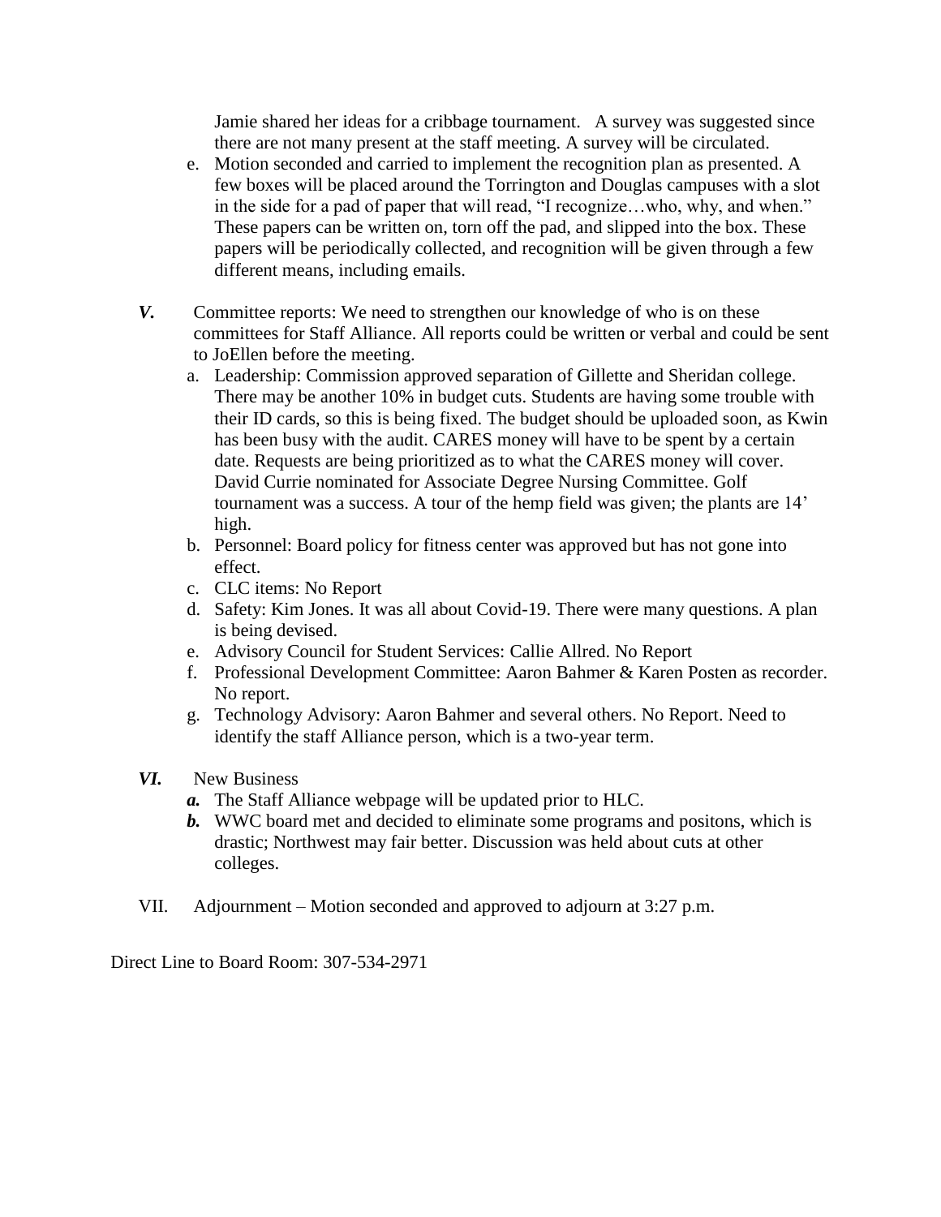Jamie shared her ideas for a cribbage tournament. A survey was suggested since there are not many present at the staff meeting. A survey will be circulated.

e. Motion seconded and carried to implement the recognition plan as presented. A few boxes will be placed around the Torrington and Douglas campuses with a slot in the side for a pad of paper that will read, "I recognize…who, why, and when." These papers can be written on, torn off the pad, and slipped into the box. These papers will be periodically collected, and recognition will be given through a few different means, including emails.

***V.*** Committee reports: We need to strengthen our knowledge of who is on these committees for Staff Alliance. All reports could be written or verbal and could be sent to JoEllen before the meeting.

a. Leadership: Commission approved separation of Gillette and Sheridan college. There may be another 10% in budget cuts. Students are having some trouble with their ID cards, so this is being fixed. The budget should be uploaded soon, as Kwin has been busy with the audit. CARES money will have to be spent by a certain date. Requests are being prioritized as to what the CARES money will cover. David Currie nominated for Associate Degree Nursing Committee. Golf tournament was a success. A tour of the hemp field was given; the plants are 14' high.

b. Personnel: Board policy for fitness center was approved but has not gone into effect.

c. CLC items: No Report

d. Safety: Kim Jones. It was all about Covid-19. There were many questions. A plan is being devised.

e. Advisory Council for Student Services: Callie Allred. No Report

f. Professional Development Committee: Aaron Bahmer & Karen Posten as recorder. No report.

g. Technology Advisory: Aaron Bahmer and several others. No Report. Need to identify the staff Alliance person, which is a two-year term.

***VI.*** New Business

***a.*** The Staff Alliance webpage will be updated prior to HLC.

***b.*** WWC board met and decided to eliminate some programs and positons, which is drastic; Northwest may fair better. Discussion was held about cuts at other colleges.

VII. Adjournment – Motion seconded and approved to adjourn at 3:27 p.m.

Direct Line to Board Room: 307-534-2971